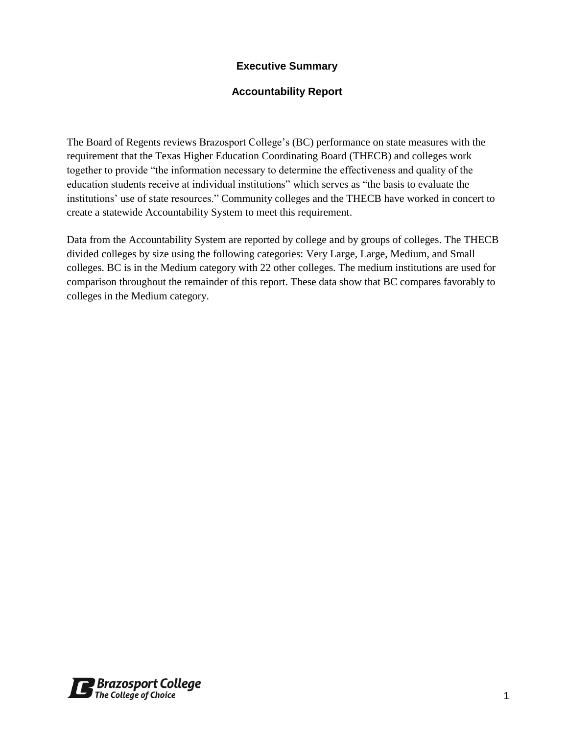# Executive Summary

## Accountability Report

The Board of Regents reviews Brazosport College's (BC) performance on state measures with the requirement that the Texas Higher Education Coordinating Board (THECB) and colleges work together to provide "the information necessary to determine the effectiveness and quality of the education students receive at individual institutions" which serves as "the basis to evaluate the institutions' use of state resources." Community colleges and the THECB have worked in concert to create a statewide Accountability System to meet this requirement.

Data from the Accountability System are reported by college and by groups of colleges. The THECB divided colleges by size using the following categories: Very Large, Large, Medium, and Small colleges. BC is in the Medium category with 22 other colleges. The medium institutions are used for comparison throughout the remainder of this report. These data show that BC compares favorably to colleges in the Medium category.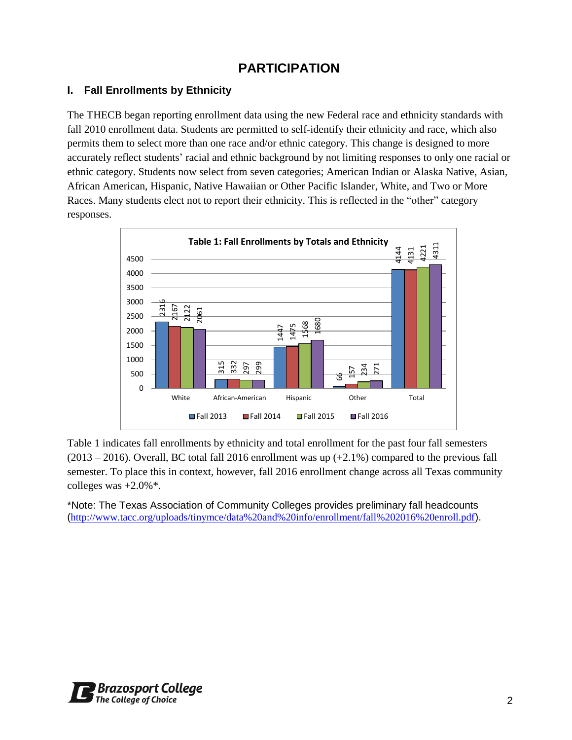# PARTICIPATION

## I. Fall Enrollments by Ethnicity

The THECB began reporting enrollment data using the new Federal race and ethnicity standards with fall 2010 enrollment data. Students are permitted to self-identify their ethnicity and race, which also permits them to select more than one race and/or ethnic category. This change is designed to more accurately reflect students' racial and ethnic background by not limiting responses to only one racial or ethnic category. Students now select from seven categories; American Indian or Alaska Native, Asian, African American, Hispanic, Native Hawaiian or Other Pacific Islander, White, and Two or More Races. Many students elect not to report their ethnicity. This is reflected in the "other" category responses.

**Table 1: Fall Enrollments by Totals and Ethnicity**

| | Fall 2013 | Fall 2014 | Fall 2015 | Fall 2016 |
|---|---|---|---|---|
| White | 2316 | 2167 | 2122 | 2061 |
| African-American | 315 | 332 | 297 | 299 |
| Hispanic | 1447 | 1475 | 1568 | 1680 |
| Other | 66 | 157 | 234 | 271 |
| Total | 4144 | 4131 | 4221 | 4311 |

Table 1 indicates fall enrollments by ethnicity and total enrollment for the past four fall semesters (2013 – 2016). Overall, BC total fall 2016 enrollment was up (+2.1%) compared to the previous fall semester. To place this in context, however, fall 2016 enrollment change across all Texas community colleges was +2.0%*.

*Note: The Texas Association of Community Colleges provides preliminary fall headcounts (http://www.tacc.org/uploads/tinymce/data%20and%20info/enrollment/fall%202016%20enroll.pdf).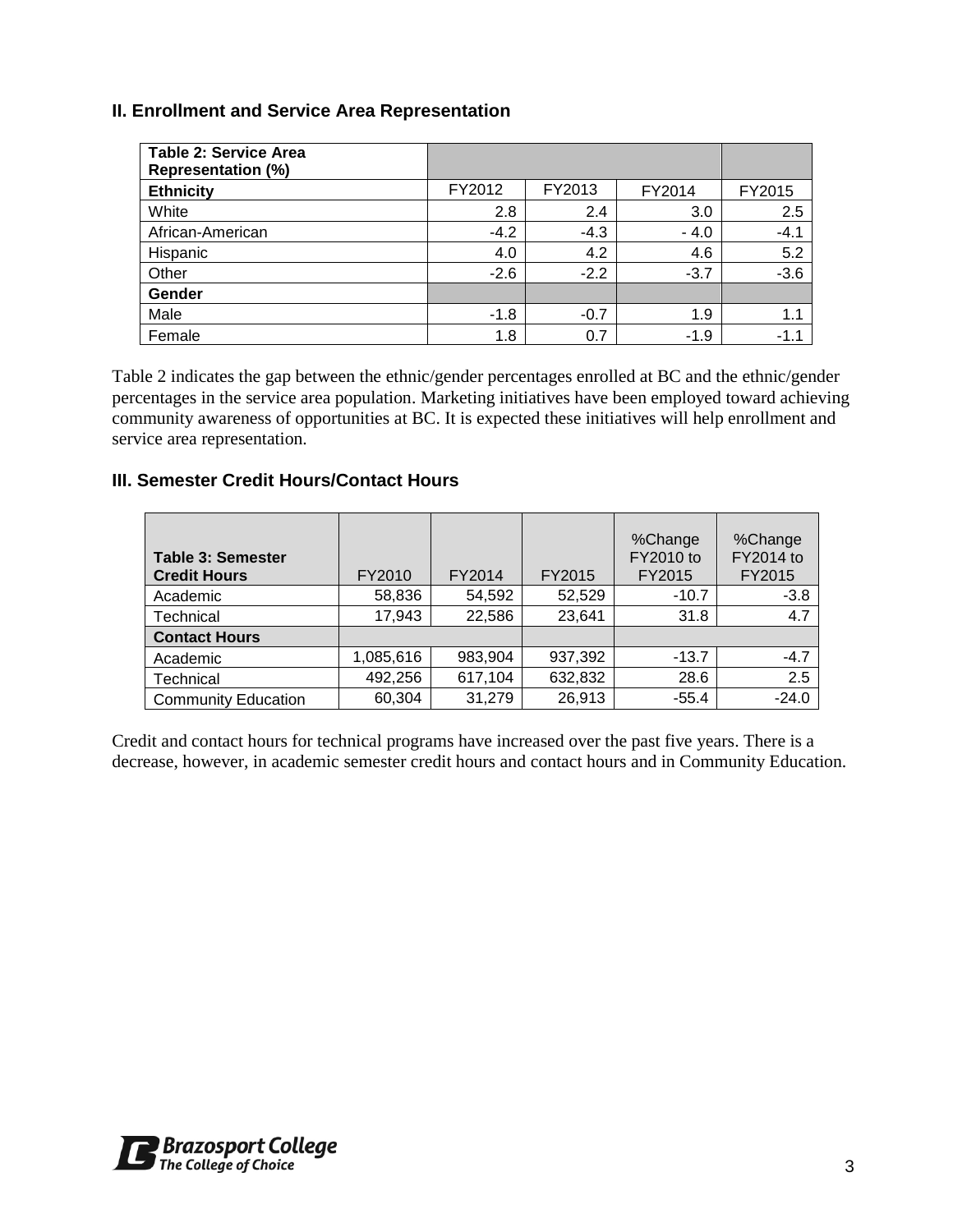## II. Enrollment and Service Area Representation

| Table 2: Service Area Representation (%) | | | | |
|---|---|---|---|---|
| **Ethnicity** | FY2012 | FY2013 | FY2014 | FY2015 |
| White | 2.8 | 2.4 | 3.0 | 2.5 |
| African-American | -4.2 | -4.3 | - 4.0 | -4.1 |
| Hispanic | 4.0 | 4.2 | 4.6 | 5.2 |
| Other | -2.6 | -2.2 | -3.7 | -3.6 |
| **Gender** | | | | |
| Male | -1.8 | -0.7 | 1.9 | 1.1 |
| Female | 1.8 | 0.7 | -1.9 | -1.1 |

Table 2 indicates the gap between the ethnic/gender percentages enrolled at BC and the ethnic/gender percentages in the service area population. Marketing initiatives have been employed toward achieving community awareness of opportunities at BC. It is expected these initiatives will help enrollment and service area representation.

## III. Semester Credit Hours/Contact Hours

| Table 3: Semester Credit Hours | FY2010 | FY2014 | FY2015 | %Change FY2010 to FY2015 | %Change FY2014 to FY2015 |
|---|---|---|---|---|---|
| Academic | 58,836 | 54,592 | 52,529 | -10.7 | -3.8 |
| Technical | 17,943 | 22,586 | 23,641 | 31.8 | 4.7 |
| **Contact Hours** | | | | | |
| Academic | 1,085,616 | 983,904 | 937,392 | -13.7 | -4.7 |
| Technical | 492,256 | 617,104 | 632,832 | 28.6 | 2.5 |
| Community Education | 60,304 | 31,279 | 26,913 | -55.4 | -24.0 |

Credit and contact hours for technical programs have increased over the past five years. There is a decrease, however, in academic semester credit hours and contact hours and in Community Education.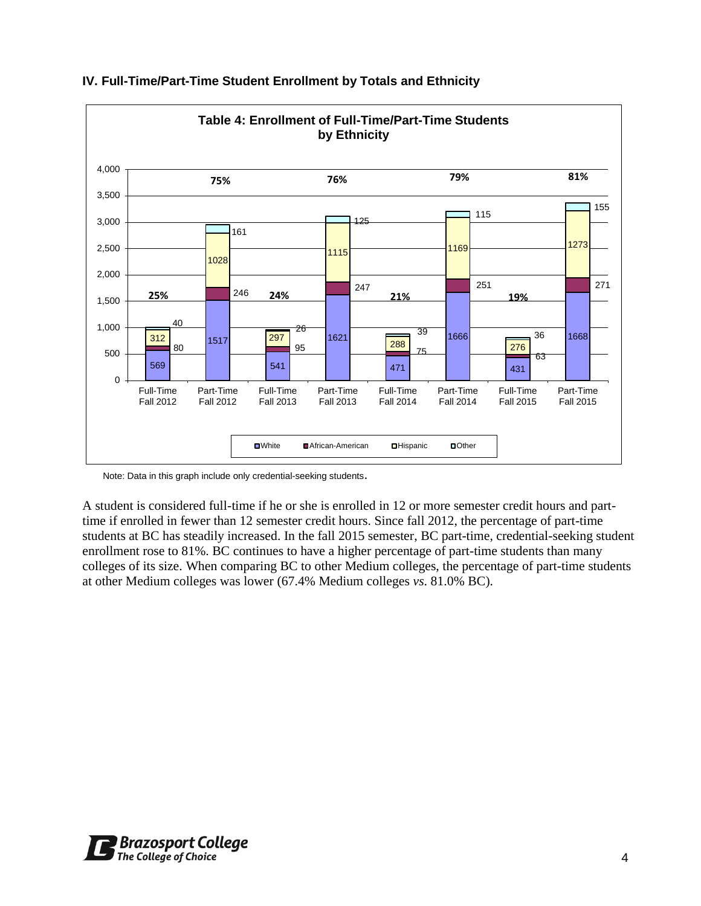## IV. Full-Time/Part-Time Student Enrollment by Totals and Ethnicity

**Table 4: Enrollment of Full-Time/Part-Time Students by Ethnicity**

| | Full-Time Fall 2012 | Part-Time Fall 2012 | Full-Time Fall 2013 | Part-Time Fall 2013 | Full-Time Fall 2014 | Part-Time Fall 2014 | Full-Time Fall 2015 | Part-Time Fall 2015 |
|---|---|---|---|---|---|---|---|---|
| White | 569 | 1517 | 541 | 1621 | 471 | 1666 | 431 | 1668 |
| African-American | 80 | 246 | 95 | 247 | 75 | 251 | 63 | 271 |
| Hispanic | 312 | 1028 | 297 | 1115 | 288 | 1169 | 276 | 1273 |
| Other | 40 | 161 | 26 | 125 | 39 | 115 | 36 | 155 |
| Percentage | 25% | 75% | 24% | 76% | 21% | 79% | 19% | 81% |

Note: Data in this graph include only credential-seeking students.

A student is considered full-time if he or she is enrolled in 12 or more semester credit hours and part-time if enrolled in fewer than 12 semester credit hours. Since fall 2012, the percentage of part-time students at BC has steadily increased. In the fall 2015 semester, BC part-time, credential-seeking student enrollment rose to 81%. BC continues to have a higher percentage of part-time students than many colleges of its size. When comparing BC to other Medium colleges, the percentage of part-time students at other Medium colleges was lower (67.4% Medium colleges *vs.* 81.0% BC).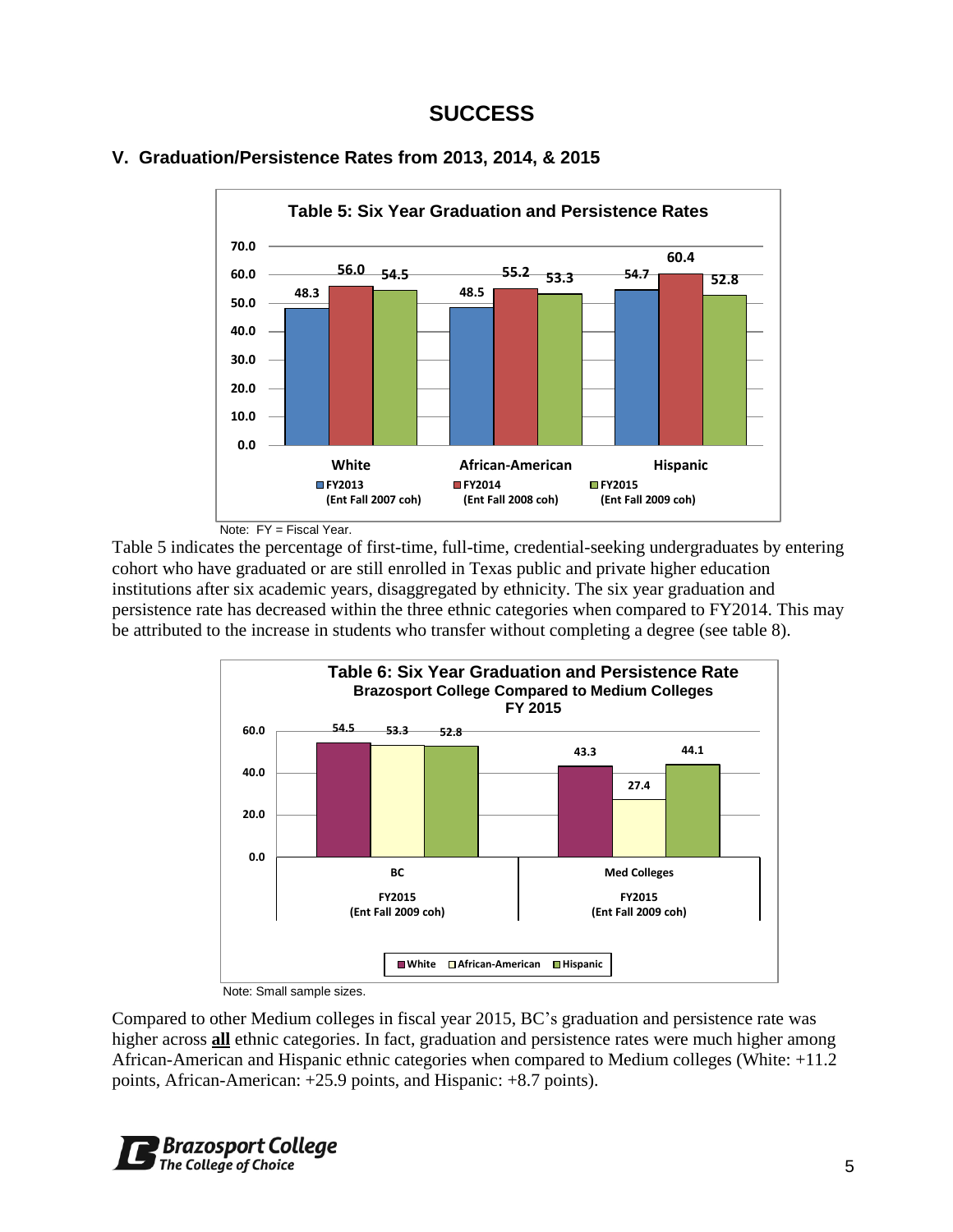# SUCCESS

## V. Graduation/Persistence Rates from 2013, 2014, & 2015

**Table 5: Six Year Graduation and Persistence Rates**

| | FY2013 (Ent Fall 2007 coh) | FY2014 (Ent Fall 2008 coh) | FY2015 (Ent Fall 2009 coh) |
|---|---|---|---|
| White | 48.3 | 56.0 | 54.5 |
| African-American | 48.5 | 55.2 | 53.3 |
| Hispanic | 54.7 | 60.4 | 52.8 |

Note: FY = Fiscal Year.

Table 5 indicates the percentage of first-time, full-time, credential-seeking undergraduates by entering cohort who have graduated or are still enrolled in Texas public and private higher education institutions after six academic years, disaggregated by ethnicity. The six year graduation and persistence rate has decreased within the three ethnic categories when compared to FY2014. This may be attributed to the increase in students who transfer without completing a degree (see table 8).

**Table 6: Six Year Graduation and Persistence Rate**
**Brazosport College Compared to Medium Colleges**
**FY 2015**

| | White | African-American | Hispanic |
|---|---|---|---|
| BC FY2015 (Ent Fall 2009 coh) | 54.5 | 53.3 | 52.8 |
| Med Colleges FY2015 (Ent Fall 2009 coh) | 43.3 | 27.4 | 44.1 |

Note: Small sample sizes.

Compared to other Medium colleges in fiscal year 2015, BC's graduation and persistence rate was higher across **all** ethnic categories. In fact, graduation and persistence rates were much higher among African-American and Hispanic ethnic categories when compared to Medium colleges (White: +11.2 points, African-American: +25.9 points, and Hispanic: +8.7 points).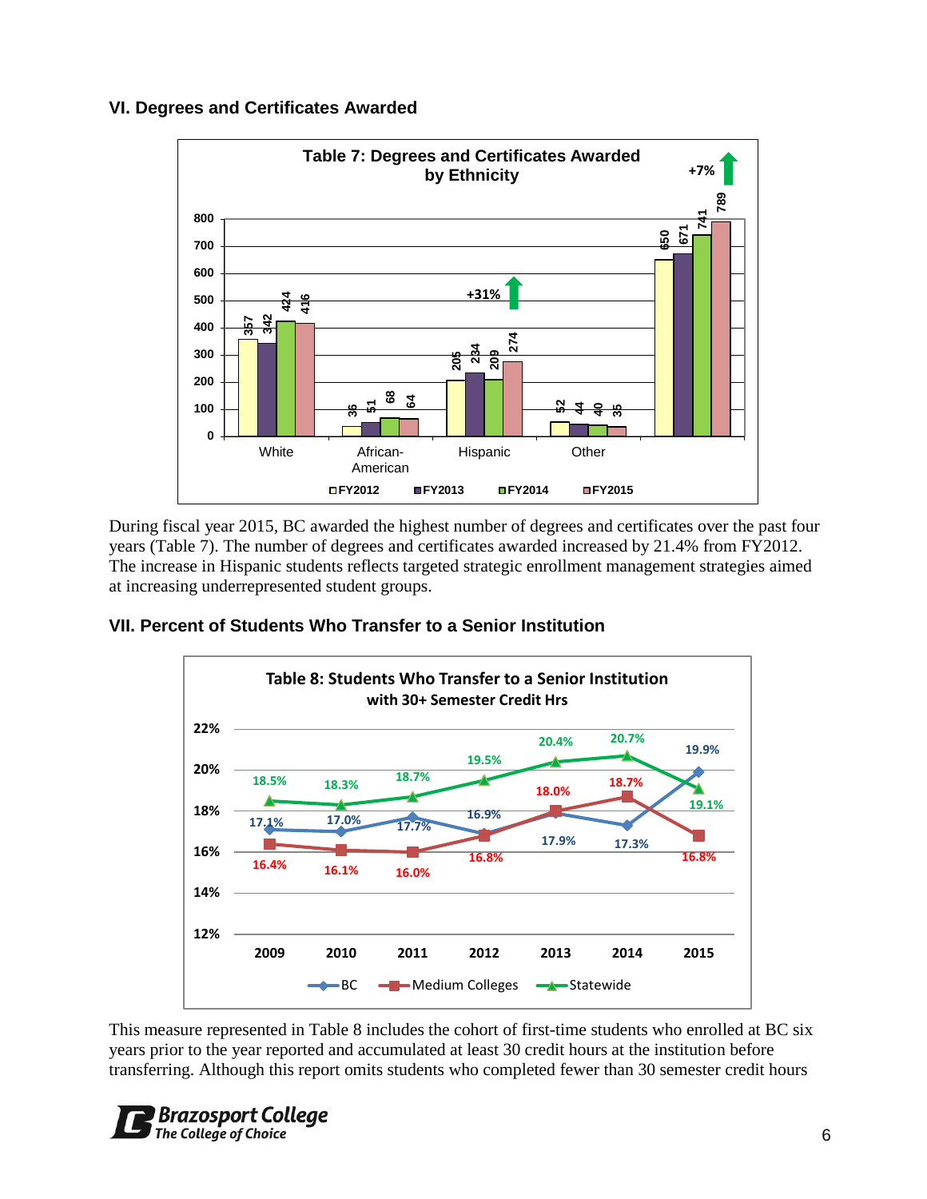## VI. Degrees and Certificates Awarded

**Table 7: Degrees and Certificates Awarded by Ethnicity**

| | FY2012 | FY2013 | FY2014 | FY2015 |
|---|---|---|---|---|
| White | 357 | 342 | 424 | 416 |
| African-American | 36 | 51 | 68 | 64 |
| Hispanic | 205 | 234 | 209 | 274 |
| Other | 52 | 44 | 40 | 35 |
| Total | 650 | 671 | 741 | 789 |

Hispanic: +31%; Total: +7%

During fiscal year 2015, BC awarded the highest number of degrees and certificates over the past four years (Table 7). The number of degrees and certificates awarded increased by 21.4% from FY2012. The increase in Hispanic students reflects targeted strategic enrollment management strategies aimed at increasing underrepresented student groups.

## VII. Percent of Students Who Transfer to a Senior Institution

**Table 8: Students Who Transfer to a Senior Institution with 30+ Semester Credit Hrs**

| | 2009 | 2010 | 2011 | 2012 | 2013 | 2014 | 2015 |
|---|---|---|---|---|---|---|---|
| BC | 17.1% | 17.0% | 17.7% | 16.9% | 17.9% | 17.3% | 19.9% |
| Medium Colleges | 16.4% | 16.1% | 16.0% | 16.8% | 18.0% | 18.7% | 16.8% |
| Statewide | 18.5% | 18.3% | 18.7% | 19.5% | 20.4% | 20.7% | 19.1% |

This measure represented in Table 8 includes the cohort of first-time students who enrolled at BC six years prior to the year reported and accumulated at least 30 credit hours at the institution before transferring. Although this report omits students who completed fewer than 30 semester credit hours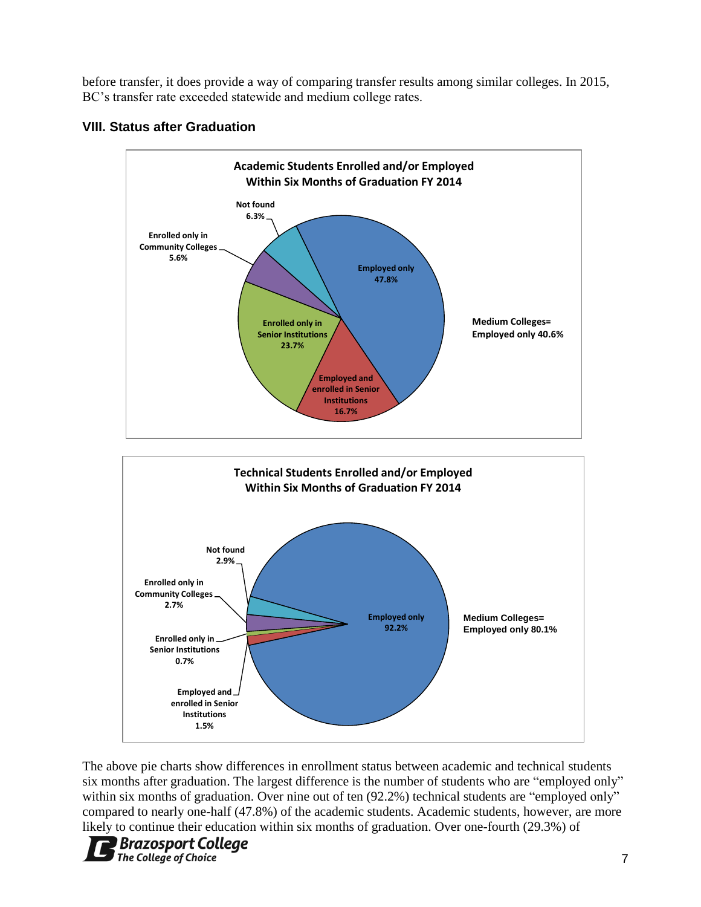before transfer, it does provide a way of comparing transfer results among similar colleges. In 2015, BC's transfer rate exceeded statewide and medium college rates.

### VIII. Status after Graduation

**Academic Students Enrolled and/or Employed Within Six Months of Graduation FY 2014**

- Employed only 47.8%
- Employed and enrolled in Senior Institutions 16.7%
- Enrolled only in Senior Institutions 23.7%
- Enrolled only in Community Colleges 5.6%
- Not found 6.3%

Medium Colleges= Employed only 40.6%

**Technical Students Enrolled and/or Employed Within Six Months of Graduation FY 2014**

- Employed only 92.2%
- Employed and enrolled in Senior Institutions 1.5%
- Enrolled only in Senior Institutions 0.7%
- Enrolled only in Community Colleges 2.7%
- Not found 2.9%

Medium Colleges= Employed only 80.1%

The above pie charts show differences in enrollment status between academic and technical students six months after graduation. The largest difference is the number of students who are "employed only" within six months of graduation. Over nine out of ten (92.2%) technical students are "employed only" compared to nearly one-half (47.8%) of the academic students. Academic students, however, are more likely to continue their education within six months of graduation. Over one-fourth (29.3%) of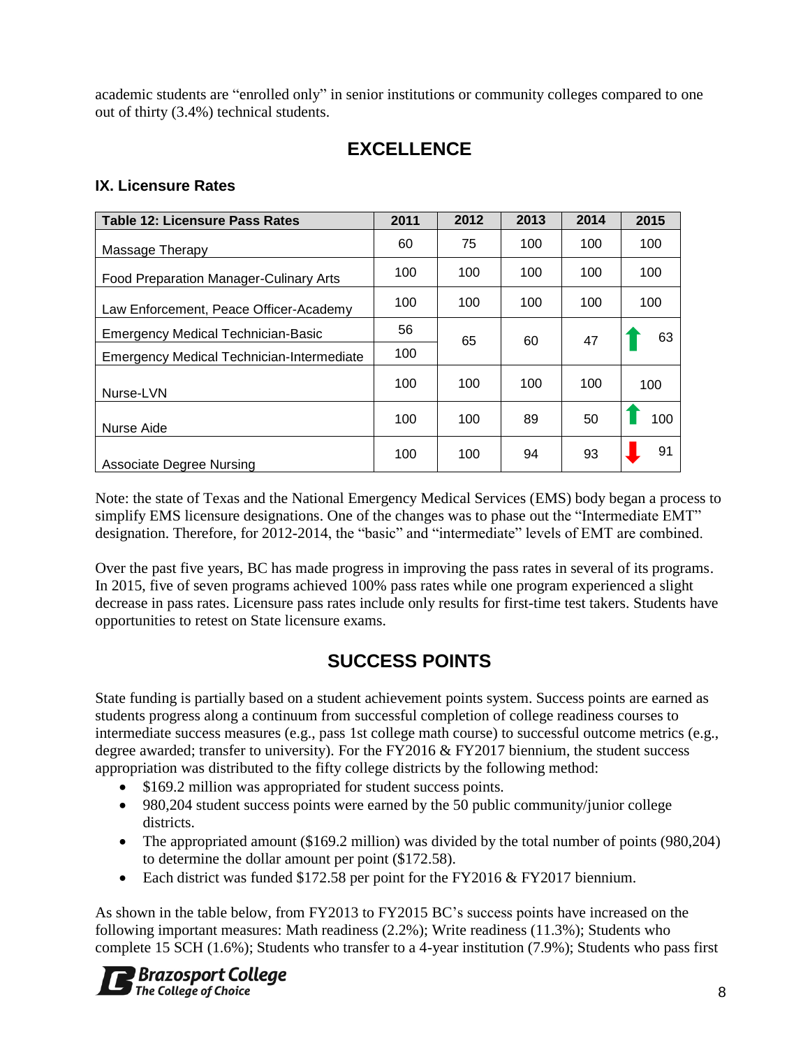academic students are "enrolled only" in senior institutions or community colleges compared to one out of thirty (3.4%) technical students.

## EXCELLENCE

### IX. Licensure Rates

| Table 12: Licensure Pass Rates | 2011 | 2012 | 2013 | 2014 | 2015 |
|---|---|---|---|---|---|
| Massage Therapy | 60 | 75 | 100 | 100 | 100 |
| Food Preparation Manager-Culinary Arts | 100 | 100 | 100 | 100 | 100 |
| Law Enforcement, Peace Officer-Academy | 100 | 100 | 100 | 100 | 100 |
| Emergency Medical Technician-Basic | 56 | 65 | 60 | 47 | ↑ 63 |
| Emergency Medical Technician-Intermediate | 100 | | | | |
| Nurse-LVN | 100 | 100 | 100 | 100 | 100 |
| Nurse Aide | 100 | 100 | 89 | 50 | ↑ 100 |
| Associate Degree Nursing | 100 | 100 | 94 | 93 | ↓ 91 |

Note: the state of Texas and the National Emergency Medical Services (EMS) body began a process to simplify EMS licensure designations. One of the changes was to phase out the "Intermediate EMT" designation. Therefore, for 2012-2014, the "basic" and "intermediate" levels of EMT are combined.

Over the past five years, BC has made progress in improving the pass rates in several of its programs. In 2015, five of seven programs achieved 100% pass rates while one program experienced a slight decrease in pass rates. Licensure pass rates include only results for first-time test takers. Students have opportunities to retest on State licensure exams.

## SUCCESS POINTS

State funding is partially based on a student achievement points system. Success points are earned as students progress along a continuum from successful completion of college readiness courses to intermediate success measures (e.g., pass 1st college math course) to successful outcome metrics (e.g., degree awarded; transfer to university). For the FY2016 & FY2017 biennium, the student success appropriation was distributed to the fifty college districts by the following method:

- $169.2 million was appropriated for student success points.
- 980,204 student success points were earned by the 50 public community/junior college districts.
- The appropriated amount ($169.2 million) was divided by the total number of points (980,204) to determine the dollar amount per point ($172.58).
- Each district was funded $172.58 per point for the FY2016 & FY2017 biennium.

As shown in the table below, from FY2013 to FY2015 BC's success points have increased on the following important measures: Math readiness (2.2%); Write readiness (11.3%); Students who complete 15 SCH (1.6%); Students who transfer to a 4-year institution (7.9%); Students who pass first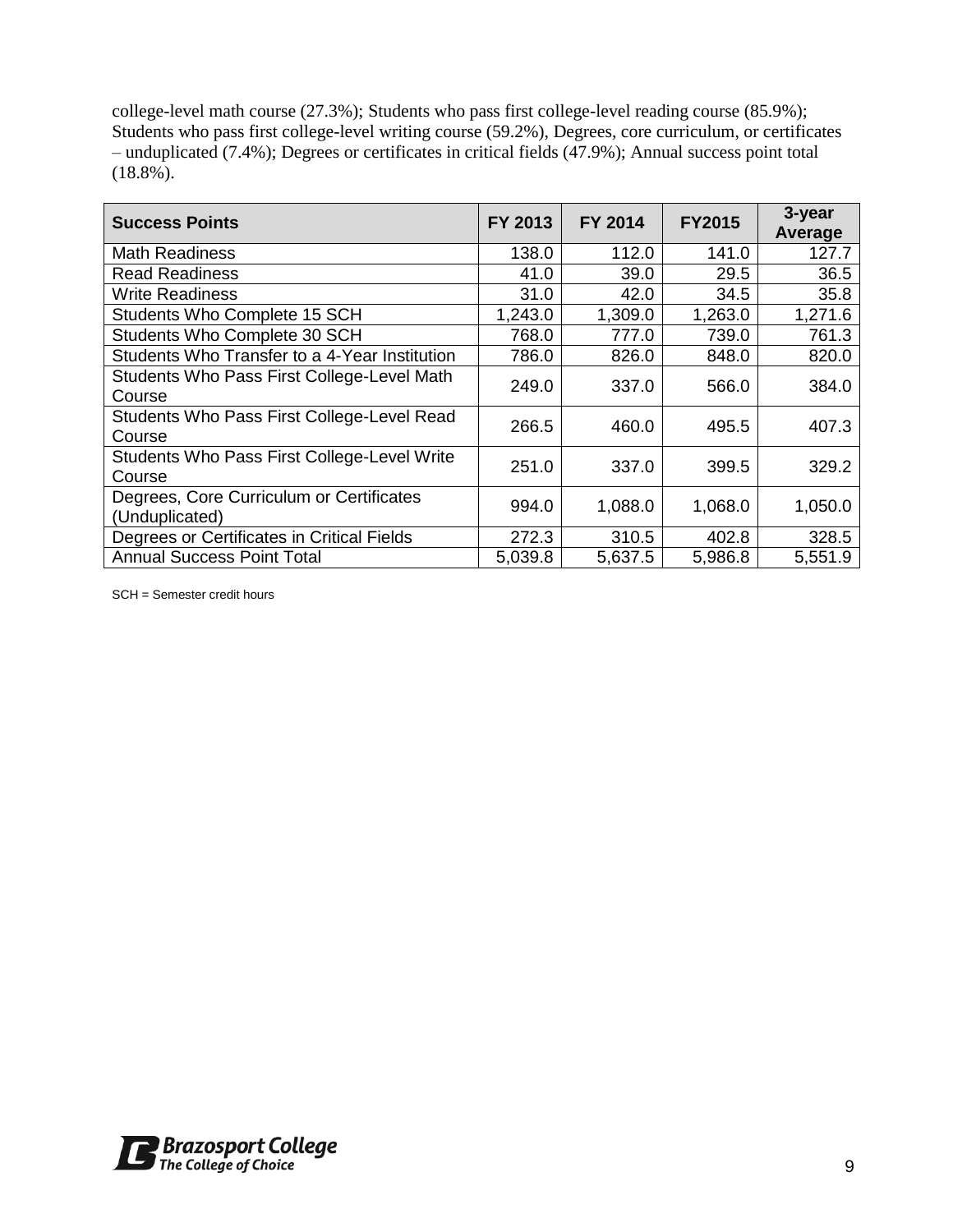college-level math course (27.3%); Students who pass first college-level reading course (85.9%); Students who pass first college-level writing course (59.2%), Degrees, core curriculum, or certificates – unduplicated (7.4%); Degrees or certificates in critical fields (47.9%); Annual success point total (18.8%).

| Success Points | FY 2013 | FY 2014 | FY2015 | 3-year Average |
|---|---|---|---|---|
| Math Readiness | 138.0 | 112.0 | 141.0 | 127.7 |
| Read Readiness | 41.0 | 39.0 | 29.5 | 36.5 |
| Write Readiness | 31.0 | 42.0 | 34.5 | 35.8 |
| Students Who Complete 15 SCH | 1,243.0 | 1,309.0 | 1,263.0 | 1,271.6 |
| Students Who Complete 30 SCH | 768.0 | 777.0 | 739.0 | 761.3 |
| Students Who Transfer to a 4-Year Institution | 786.0 | 826.0 | 848.0 | 820.0 |
| Students Who Pass First College-Level Math Course | 249.0 | 337.0 | 566.0 | 384.0 |
| Students Who Pass First College-Level Read Course | 266.5 | 460.0 | 495.5 | 407.3 |
| Students Who Pass First College-Level Write Course | 251.0 | 337.0 | 399.5 | 329.2 |
| Degrees, Core Curriculum or Certificates (Unduplicated) | 994.0 | 1,088.0 | 1,068.0 | 1,050.0 |
| Degrees or Certificates in Critical Fields | 272.3 | 310.5 | 402.8 | 328.5 |
| Annual Success Point Total | 5,039.8 | 5,637.5 | 5,986.8 | 5,551.9 |

SCH = Semester credit hours